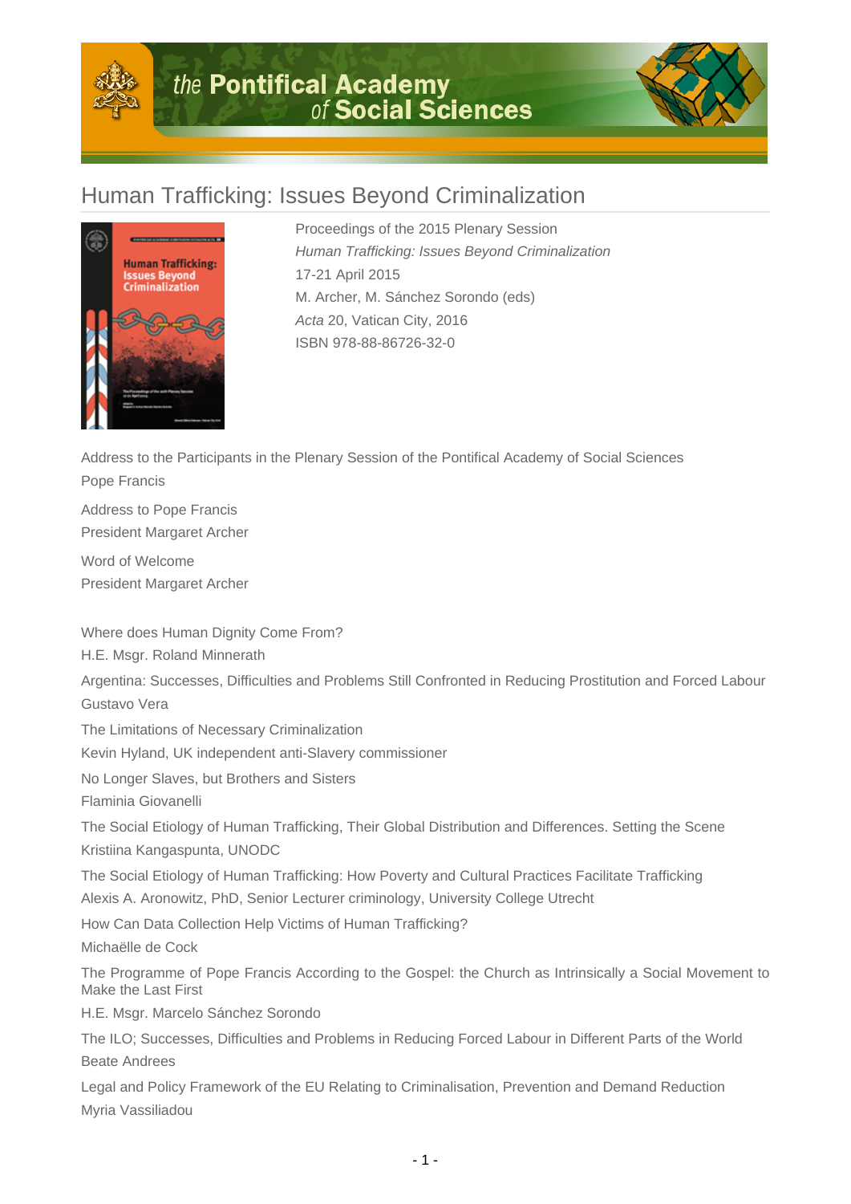# Human Trafficking: Issues Beyond Criminalization

Proceedings of the 2015 Plenary Session
*Human Trafficking: Issues Beyond Criminalization*
17-21 April 2015
M. Archer, M. Sánchez Sorondo (eds)
*Acta* 20, Vatican City, 2016
ISBN 978-88-86726-32-0

Address to the Participants in the Plenary Session of the Pontifical Academy of Social Sciences
Pope Francis

Address to Pope Francis
President Margaret Archer

Word of Welcome
President Margaret Archer

Where does Human Dignity Come From?
H.E. Msgr. Roland Minnerath

Argentina: Successes, Difficulties and Problems Still Confronted in Reducing Prostitution and Forced Labour
Gustavo Vera

The Limitations of Necessary Criminalization
Kevin Hyland, UK independent anti-Slavery commissioner

No Longer Slaves, but Brothers and Sisters
Flaminia Giovanelli

The Social Etiology of Human Trafficking, Their Global Distribution and Differences. Setting the Scene
Kristiina Kangaspunta, UNODC

The Social Etiology of Human Trafficking: How Poverty and Cultural Practices Facilitate Trafficking
Alexis A. Aronowitz, PhD, Senior Lecturer criminology, University College Utrecht

How Can Data Collection Help Victims of Human Trafficking?
Michaëlle de Cock

The Programme of Pope Francis According to the Gospel: the Church as Intrinsically a Social Movement to Make the Last First
H.E. Msgr. Marcelo Sánchez Sorondo

The ILO; Successes, Difficulties and Problems in Reducing Forced Labour in Different Parts of the World
Beate Andrees

Legal and Policy Framework of the EU Relating to Criminalisation, Prevention and Demand Reduction
Myria Vassiliadou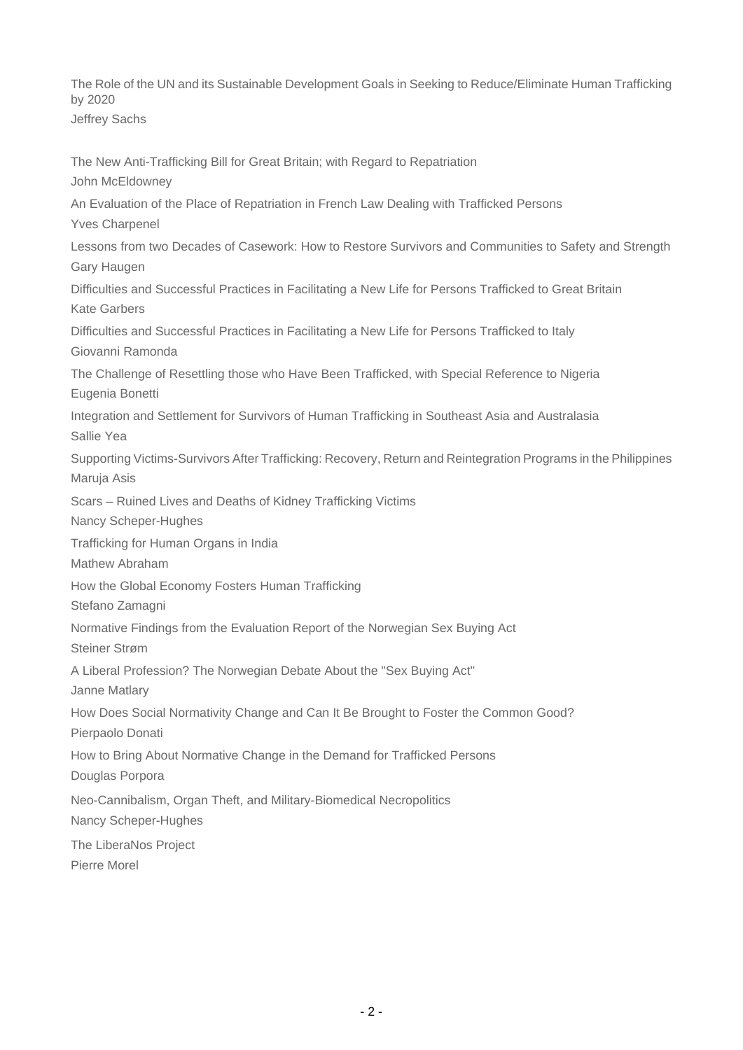The Role of the UN and its Sustainable Development Goals in Seeking to Reduce/Eliminate Human Trafficking by 2020

Jeffrey Sachs

The New Anti-Trafficking Bill for Great Britain; with Regard to Repatriation

John McEldowney

An Evaluation of the Place of Repatriation in French Law Dealing with Trafficked Persons

Yves Charpenel

Lessons from two Decades of Casework: How to Restore Survivors and Communities to Safety and Strength

Gary Haugen

Difficulties and Successful Practices in Facilitating a New Life for Persons Trafficked to Great Britain

Kate Garbers

Difficulties and Successful Practices in Facilitating a New Life for Persons Trafficked to Italy

Giovanni Ramonda

The Challenge of Resettling those who Have Been Trafficked, with Special Reference to Nigeria

Eugenia Bonetti

Integration and Settlement for Survivors of Human Trafficking in Southeast Asia and Australasia

Sallie Yea

Supporting Victims-Survivors After Trafficking: Recovery, Return and Reintegration Programs in the Philippines

Maruja Asis

Scars – Ruined Lives and Deaths of Kidney Trafficking Victims

Nancy Scheper-Hughes

Trafficking for Human Organs in India

Mathew Abraham

How the Global Economy Fosters Human Trafficking

Stefano Zamagni

Normative Findings from the Evaluation Report of the Norwegian Sex Buying Act

Steiner Strøm

A Liberal Profession? The Norwegian Debate About the "Sex Buying Act"

Janne Matlary

How Does Social Normativity Change and Can It Be Brought to Foster the Common Good?

Pierpaolo Donati

How to Bring About Normative Change in the Demand for Trafficked Persons

Douglas Porpora

Neo-Cannibalism, Organ Theft, and Military-Biomedical Necropolitics

Nancy Scheper-Hughes

The LiberaNos Project

Pierre Morel